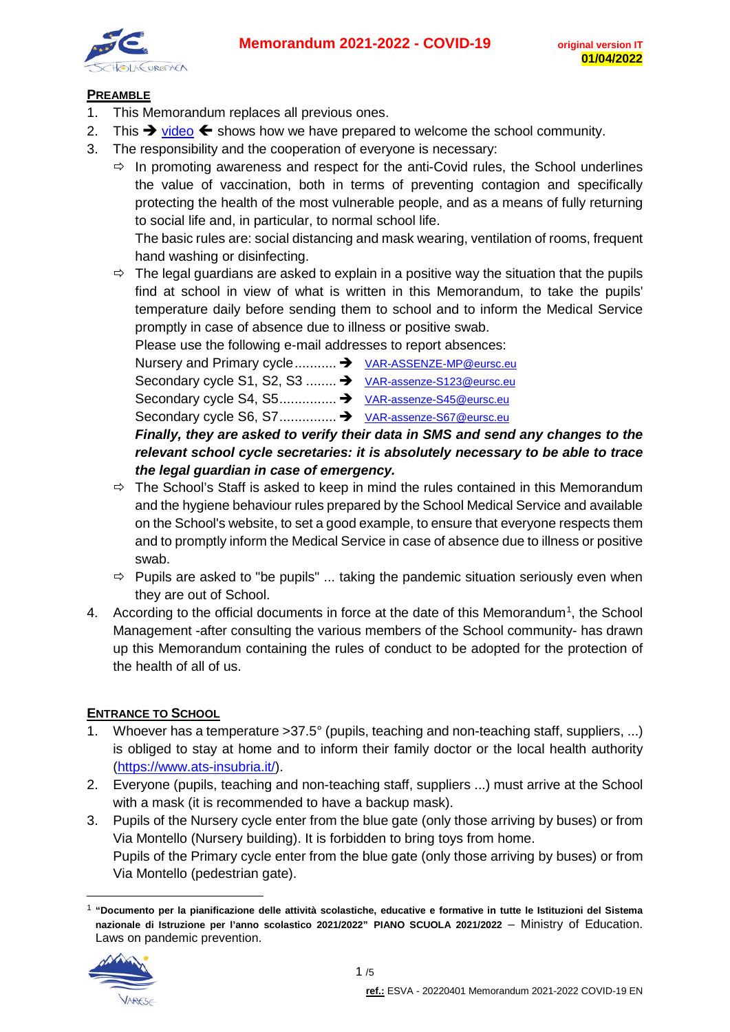# Memorandum 2021-2022 - COVID-19

original version IT
**01/04/2022**

## PREAMBLE

1. This Memorandum replaces all previous ones.
2. This ➔ video ⟵ shows how we have prepared to welcome the school community.
3. The responsibility and the cooperation of everyone is necessary:
   - ⇨ In promoting awareness and respect for the anti-Covid rules, the School underlines the value of vaccination, both in terms of preventing contagion and specifically protecting the health of the most vulnerable people, and as a means of fully returning to social life and, in particular, to normal school life.
     The basic rules are: social distancing and mask wearing, ventilation of rooms, frequent hand washing or disinfecting.
   - ⇨ The legal guardians are asked to explain in a positive way the situation that the pupils find at school in view of what is written in this Memorandum, to take the pupils' temperature daily before sending them to school and to inform the Medical Service promptly in case of absence due to illness or positive swab.
     Please use the following e-mail addresses to report absences:
     Nursery and Primary cycle........... ➔ VAR-ASSENZE-MP@eursc.eu
     Secondary cycle S1, S2, S3 ........ ➔ VAR-assenze-S123@eursc.eu
     Secondary cycle S4, S5............... ➔ VAR-assenze-S45@eursc.eu
     Secondary cycle S6, S7............... ➔ VAR-assenze-S67@eursc.eu
     ***Finally, they are asked to verify their data in SMS and send any changes to the relevant school cycle secretaries: it is absolutely necessary to be able to trace the legal guardian in case of emergency.***
   - ⇨ The School's Staff is asked to keep in mind the rules contained in this Memorandum and the hygiene behaviour rules prepared by the School Medical Service and available on the School's website, to set a good example, to ensure that everyone respects them and to promptly inform the Medical Service in case of absence due to illness or positive swab.
   - ⇨ Pupils are asked to "be pupils" ... taking the pandemic situation seriously even when they are out of School.
4. According to the official documents in force at the date of this Memorandum[1], the School Management -after consulting the various members of the School community- has drawn up this Memorandum containing the rules of conduct to be adopted for the protection of the health of all of us.

## ENTRANCE TO SCHOOL

1. Whoever has a temperature >37.5° (pupils, teaching and non-teaching staff, suppliers, ...) is obliged to stay at home and to inform their family doctor or the local health authority (https://www.ats-insubria.it/).
2. Everyone (pupils, teaching and non-teaching staff, suppliers ...) must arrive at the School with a mask (it is recommended to have a backup mask).
3. Pupils of the Nursery cycle enter from the blue gate (only those arriving by buses) or from Via Montello (Nursery building). It is forbidden to bring toys from home.
   Pupils of the Primary cycle enter from the blue gate (only those arriving by buses) or from Via Montello (pedestrian gate).

---

[1] **"Documento per la pianificazione delle attività scolastiche, educative e formative in tutte le Istituzioni del Sistema nazionale di Istruzione per l'anno scolastico 2021/2022" PIANO SCUOLA 2021/2022** – Ministry of Education. Laws on pandemic prevention.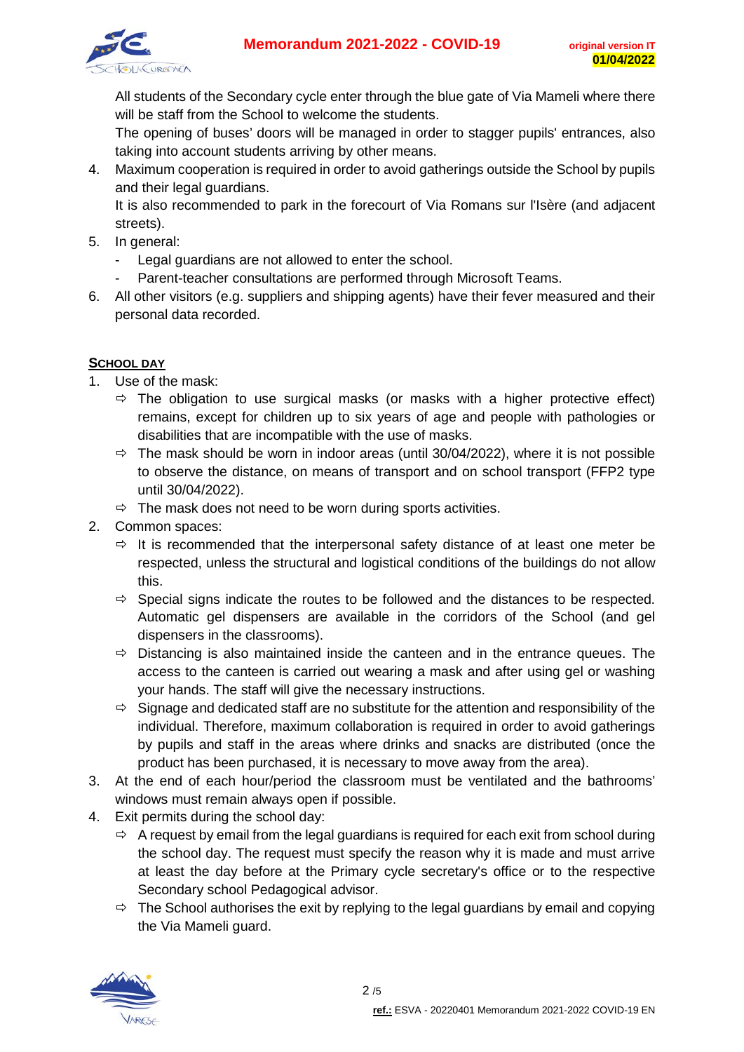All students of the Secondary cycle enter through the blue gate of Via Mameli where there will be staff from the School to welcome the students.

The opening of buses' doors will be managed in order to stagger pupils' entrances, also taking into account students arriving by other means.

4. Maximum cooperation is required in order to avoid gatherings outside the School by pupils and their legal guardians.

   It is also recommended to park in the forecourt of Via Romans sur l'Isère (and adjacent streets).

5. In general:
   - Legal guardians are not allowed to enter the school.
   - Parent-teacher consultations are performed through Microsoft Teams.

6. All other visitors (e.g. suppliers and shipping agents) have their fever measured and their personal data recorded.

## SCHOOL DAY

1. Use of the mask:
   - ⇨ The obligation to use surgical masks (or masks with a higher protective effect) remains, except for children up to six years of age and people with pathologies or disabilities that are incompatible with the use of masks.
   - ⇨ The mask should be worn in indoor areas (until 30/04/2022), where it is not possible to observe the distance, on means of transport and on school transport (FFP2 type until 30/04/2022).
   - ⇨ The mask does not need to be worn during sports activities.

2. Common spaces:
   - ⇨ It is recommended that the interpersonal safety distance of at least one meter be respected, unless the structural and logistical conditions of the buildings do not allow this.
   - ⇨ Special signs indicate the routes to be followed and the distances to be respected. Automatic gel dispensers are available in the corridors of the School (and gel dispensers in the classrooms).
   - ⇨ Distancing is also maintained inside the canteen and in the entrance queues. The access to the canteen is carried out wearing a mask and after using gel or washing your hands. The staff will give the necessary instructions.
   - ⇨ Signage and dedicated staff are no substitute for the attention and responsibility of the individual. Therefore, maximum collaboration is required in order to avoid gatherings by pupils and staff in the areas where drinks and snacks are distributed (once the product has been purchased, it is necessary to move away from the area).

3. At the end of each hour/period the classroom must be ventilated and the bathrooms' windows must remain always open if possible.

4. Exit permits during the school day:
   - ⇨ A request by email from the legal guardians is required for each exit from school during the school day. The request must specify the reason why it is made and must arrive at least the day before at the Primary cycle secretary's office or to the respective Secondary school Pedagogical advisor.
   - ⇨ The School authorises the exit by replying to the legal guardians by email and copying the Via Mameli guard.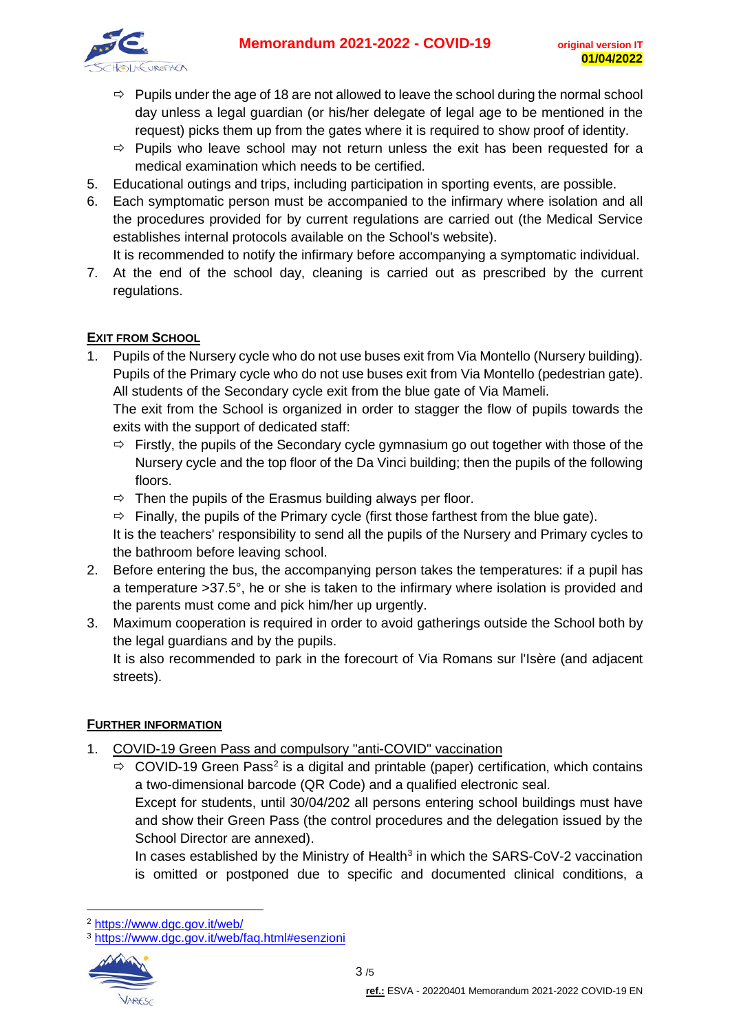- ⇨ Pupils under the age of 18 are not allowed to leave the school during the normal school day unless a legal guardian (or his/her delegate of legal age to be mentioned in the request) picks them up from the gates where it is required to show proof of identity.
- ⇨ Pupils who leave school may not return unless the exit has been requested for a medical examination which needs to be certified.

5. Educational outings and trips, including participation in sporting events, are possible.
6. Each symptomatic person must be accompanied to the infirmary where isolation and all the procedures provided for by current regulations are carried out (the Medical Service establishes internal protocols available on the School's website).
   It is recommended to notify the infirmary before accompanying a symptomatic individual.
7. At the end of the school day, cleaning is carried out as prescribed by the current regulations.

## EXIT FROM SCHOOL

1. Pupils of the Nursery cycle who do not use buses exit from Via Montello (Nursery building).
   Pupils of the Primary cycle who do not use buses exit from Via Montello (pedestrian gate).
   All students of the Secondary cycle exit from the blue gate of Via Mameli.
   The exit from the School is organized in order to stagger the flow of pupils towards the exits with the support of dedicated staff:
   - ⇨ Firstly, the pupils of the Secondary cycle gymnasium go out together with those of the Nursery cycle and the top floor of the Da Vinci building; then the pupils of the following floors.
   - ⇨ Then the pupils of the Erasmus building always per floor.
   - ⇨ Finally, the pupils of the Primary cycle (first those farthest from the blue gate).

   It is the teachers' responsibility to send all the pupils of the Nursery and Primary cycles to the bathroom before leaving school.
2. Before entering the bus, the accompanying person takes the temperatures: if a pupil has a temperature >37.5°, he or she is taken to the infirmary where isolation is provided and the parents must come and pick him/her up urgently.
3. Maximum cooperation is required in order to avoid gatherings outside the School both by the legal guardians and by the pupils.
   It is also recommended to park in the forecourt of Via Romans sur l'Isère (and adjacent streets).

## FURTHER INFORMATION

1. COVID-19 Green Pass and compulsory "anti-COVID" vaccination
   - ⇨ COVID-19 Green Pass[2] is a digital and printable (paper) certification, which contains a two-dimensional barcode (QR Code) and a qualified electronic seal.
     Except for students, until 30/04/202 all persons entering school buildings must have and show their Green Pass (the control procedures and the delegation issued by the School Director are annexed).
     In cases established by the Ministry of Health[3] in which the SARS-CoV-2 vaccination is omitted or postponed due to specific and documented clinical conditions, a

[2] https://www.dgc.gov.it/web/

[3] https://www.dgc.gov.it/web/faq.html#esenzioni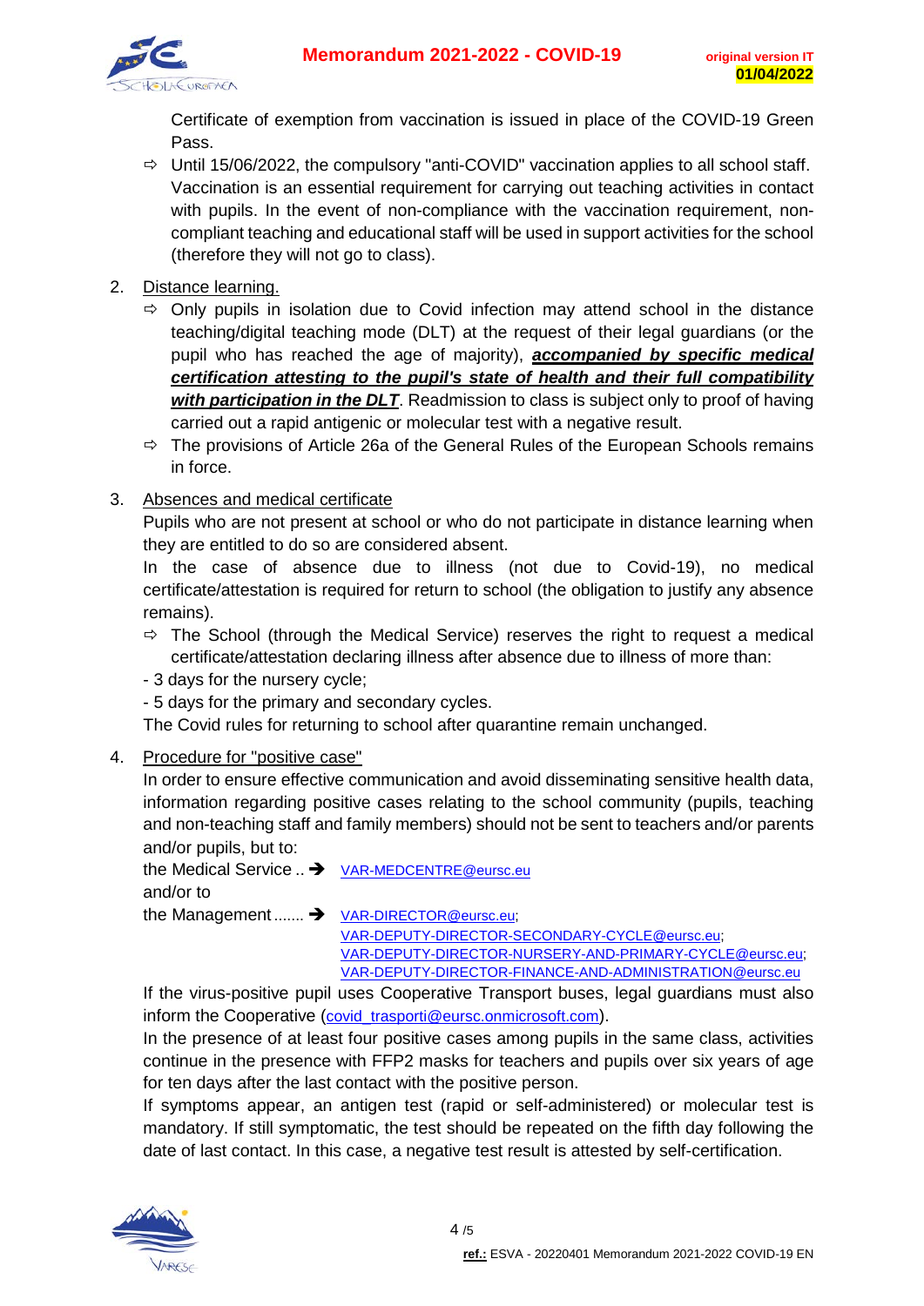Certificate of exemption from vaccination is issued in place of the COVID-19 Green Pass.

- ⇨ Until 15/06/2022, the compulsory "anti-COVID" vaccination applies to all school staff. Vaccination is an essential requirement for carrying out teaching activities in contact with pupils. In the event of non-compliance with the vaccination requirement, non-compliant teaching and educational staff will be used in support activities for the school (therefore they will not go to class).

2. Distance learning.
   - ⇨ Only pupils in isolation due to Covid infection may attend school in the distance teaching/digital teaching mode (DLT) at the request of their legal guardians (or the pupil who has reached the age of majority), ***accompanied by specific medical certification attesting to the pupil's state of health and their full compatibility with participation in the DLT***. Readmission to class is subject only to proof of having carried out a rapid antigenic or molecular test with a negative result.
   - ⇨ The provisions of Article 26a of the General Rules of the European Schools remains in force.

3. Absences and medical certificate

   Pupils who are not present at school or who do not participate in distance learning when they are entitled to do so are considered absent.

   In the case of absence due to illness (not due to Covid-19), no medical certificate/attestation is required for return to school (the obligation to justify any absence remains).

   - ⇨ The School (through the Medical Service) reserves the right to request a medical certificate/attestation declaring illness after absence due to illness of more than:

   - 3 days for the nursery cycle;
   - 5 days for the primary and secondary cycles.

   The Covid rules for returning to school after quarantine remain unchanged.

4. Procedure for "positive case"

   In order to ensure effective communication and avoid disseminating sensitive health data, information regarding positive cases relating to the school community (pupils, teaching and non-teaching staff and family members) should not be sent to teachers and/or parents and/or pupils, but to:

   the Medical Service .. ➔ VAR-MEDCENTRE@eursc.eu

   and/or to

   the Management ....... ➔ VAR-DIRECTOR@eursc.eu;
   VAR-DEPUTY-DIRECTOR-SECONDARY-CYCLE@eursc.eu;
   VAR-DEPUTY-DIRECTOR-NURSERY-AND-PRIMARY-CYCLE@eursc.eu;
   VAR-DEPUTY-DIRECTOR-FINANCE-AND-ADMINISTRATION@eursc.eu

   If the virus-positive pupil uses Cooperative Transport buses, legal guardians must also inform the Cooperative (covid_trasporti@eursc.onmicrosoft.com).

   In the presence of at least four positive cases among pupils in the same class, activities continue in the presence with FFP2 masks for teachers and pupils over six years of age for ten days after the last contact with the positive person.

   If symptoms appear, an antigen test (rapid or self-administered) or molecular test is mandatory. If still symptomatic, the test should be repeated on the fifth day following the date of last contact. In this case, a negative test result is attested by self-certification.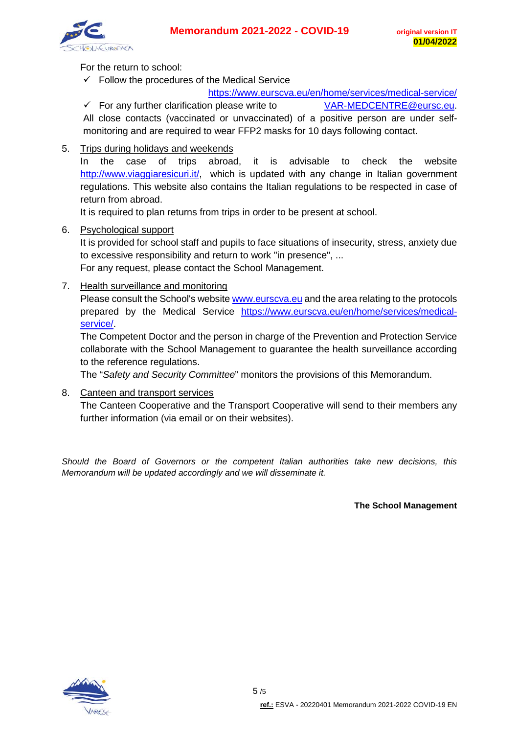For the return to school:

- ✓ Follow the procedures of the Medical Service https://www.eurscva.eu/en/home/services/medical-service/
- ✓ For any further clarification please write to VAR-MEDCENTRE@eursc.eu.

All close contacts (vaccinated or unvaccinated) of a positive person are under self-monitoring and are required to wear FFP2 masks for 10 days following contact.

5. Trips during holidays and weekends

   In the case of trips abroad, it is advisable to check the website http://www.viaggiaresicuri.it/, which is updated with any change in Italian government regulations. This website also contains the Italian regulations to be respected in case of return from abroad.

   It is required to plan returns from trips in order to be present at school.

6. Psychological support

   It is provided for school staff and pupils to face situations of insecurity, stress, anxiety due to excessive responsibility and return to work "in presence", ...

   For any request, please contact the School Management.

7. Health surveillance and monitoring

   Please consult the School's website www.eurscva.eu and the area relating to the protocols prepared by the Medical Service https://www.eurscva.eu/en/home/services/medical-service/.

   The Competent Doctor and the person in charge of the Prevention and Protection Service collaborate with the School Management to guarantee the health surveillance according to the reference regulations.

   The "*Safety and Security Committee*" monitors the provisions of this Memorandum.

8. Canteen and transport services

   The Canteen Cooperative and the Transport Cooperative will send to their members any further information (via email or on their websites).

*Should the Board of Governors or the competent Italian authorities take new decisions, this Memorandum will be updated accordingly and we will disseminate it.*

**The School Management**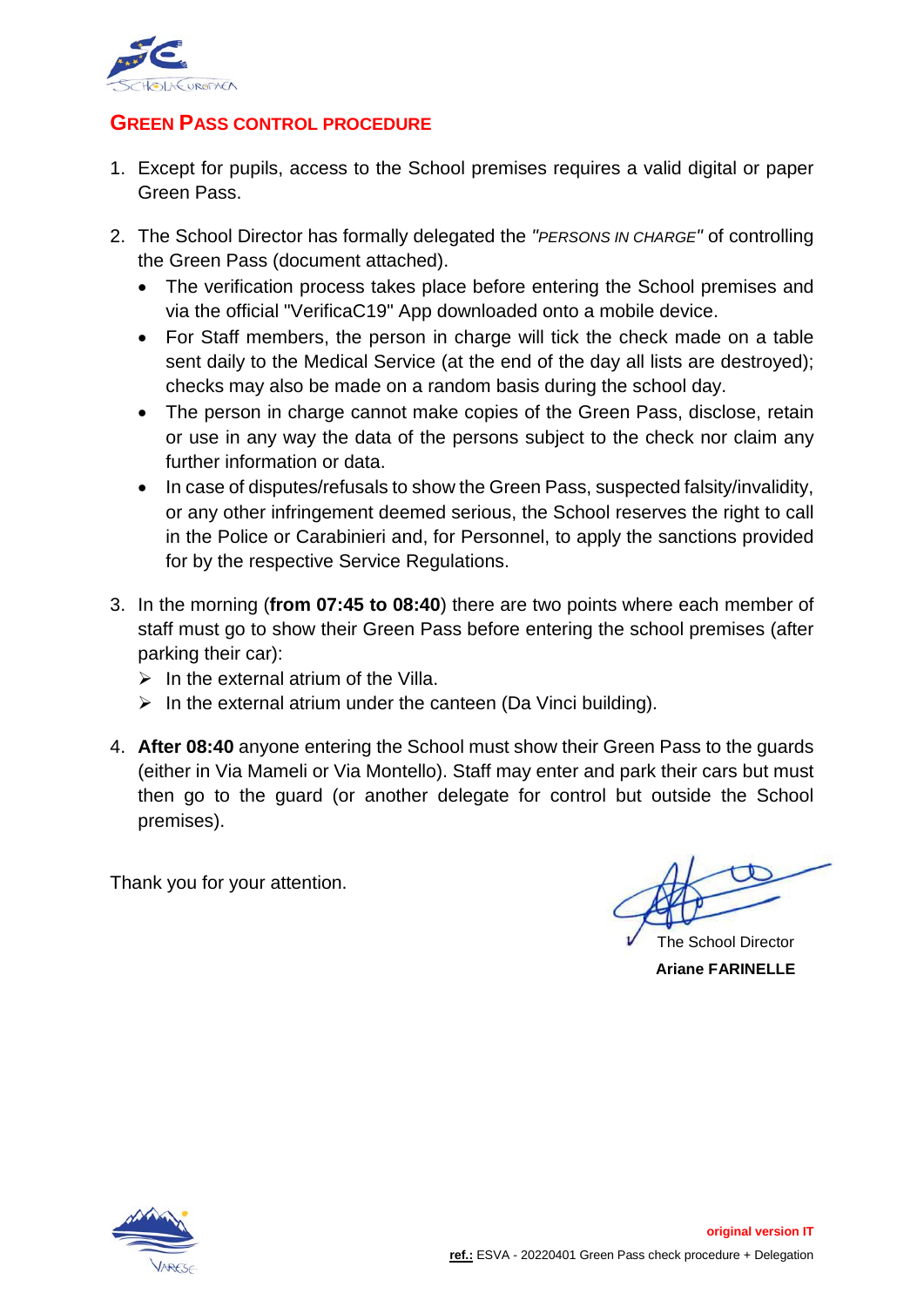## GREEN PASS CONTROL PROCEDURE

1. Except for pupils, access to the School premises requires a valid digital or paper Green Pass.

2. The School Director has formally delegated the *"PERSONS IN CHARGE"* of controlling the Green Pass (document attached).
   - The verification process takes place before entering the School premises and via the official "VerificaC19" App downloaded onto a mobile device.
   - For Staff members, the person in charge will tick the check made on a table sent daily to the Medical Service (at the end of the day all lists are destroyed); checks may also be made on a random basis during the school day.
   - The person in charge cannot make copies of the Green Pass, disclose, retain or use in any way the data of the persons subject to the check nor claim any further information or data.
   - In case of disputes/refusals to show the Green Pass, suspected falsity/invalidity, or any other infringement deemed serious, the School reserves the right to call in the Police or Carabinieri and, for Personnel, to apply the sanctions provided for by the respective Service Regulations.

3. In the morning (**from 07:45 to 08:40**) there are two points where each member of staff must go to show their Green Pass before entering the school premises (after parking their car):
   - In the external atrium of the Villa.
   - In the external atrium under the canteen (Da Vinci building).

4. **After 08:40** anyone entering the School must show their Green Pass to the guards (either in Via Mameli or Via Montello). Staff may enter and park their cars but must then go to the guard (or another delegate for control but outside the School premises).

Thank you for your attention.

The School Director
**Ariane FARINELLE**

original version IT

**ref.:** ESVA - 20220401 Green Pass check procedure + Delegation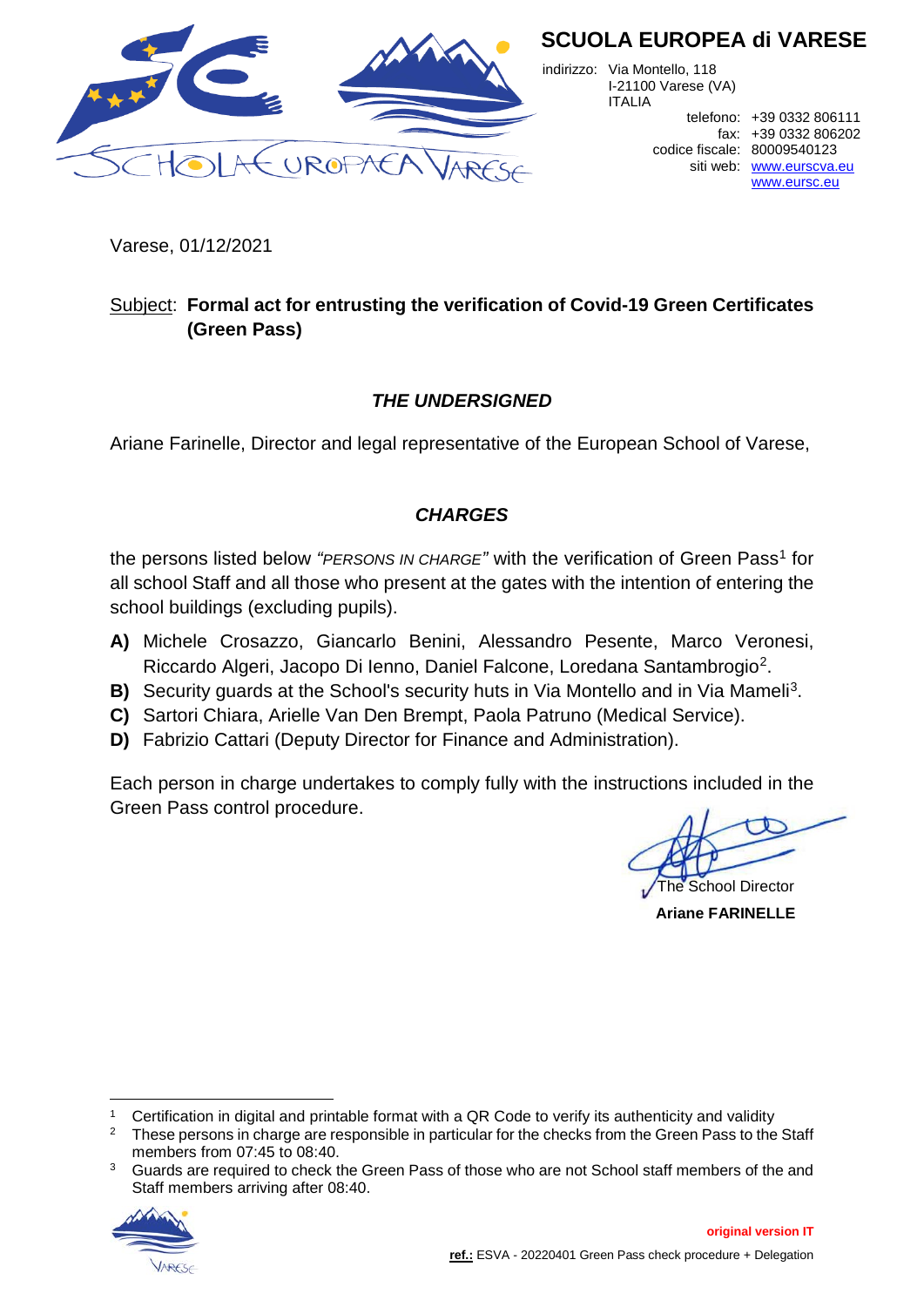# SCUOLA EUROPEA di VARESE

indirizzo: Via Montello, 118
I-21100 Varese (VA)
ITALIA

telefono: +39 0332 806111
fax: +39 0332 806202
codice fiscale: 80009540123
siti web: www.eurscva.eu
www.eursc.eu

Varese, 01/12/2021

Subject: **Formal act for entrusting the verification of Covid-19 Green Certificates (Green Pass)**

***THE UNDERSIGNED***

Ariane Farinelle, Director and legal representative of the European School of Varese,

***CHARGES***

the persons listed below *"PERSONS IN CHARGE"* with the verification of Green Pass[1] for all school Staff and all those who present at the gates with the intention of entering the school buildings (excluding pupils).

**A)** Michele Crosazzo, Giancarlo Benini, Alessandro Pesente, Marco Veronesi, Riccardo Algeri, Jacopo Di Ienno, Daniel Falcone, Loredana Santambrogio[2].

**B)** Security guards at the School's security huts in Via Montello and in Via Mameli[3].

**C)** Sartori Chiara, Arielle Van Den Brempt, Paola Patruno (Medical Service).

**D)** Fabrizio Cattari (Deputy Director for Finance and Administration).

Each person in charge undertakes to comply fully with the instructions included in the Green Pass control procedure.

The School Director
**Ariane FARINELLE**

---

[1] Certification in digital and printable format with a QR Code to verify its authenticity and validity

[2] These persons in charge are responsible in particular for the checks from the Green Pass to the Staff members from 07:45 to 08:40.

[3] Guards are required to check the Green Pass of those who are not School staff members of the and Staff members arriving after 08:40.

original version IT

**ref.:** ESVA - 20220401 Green Pass check procedure + Delegation